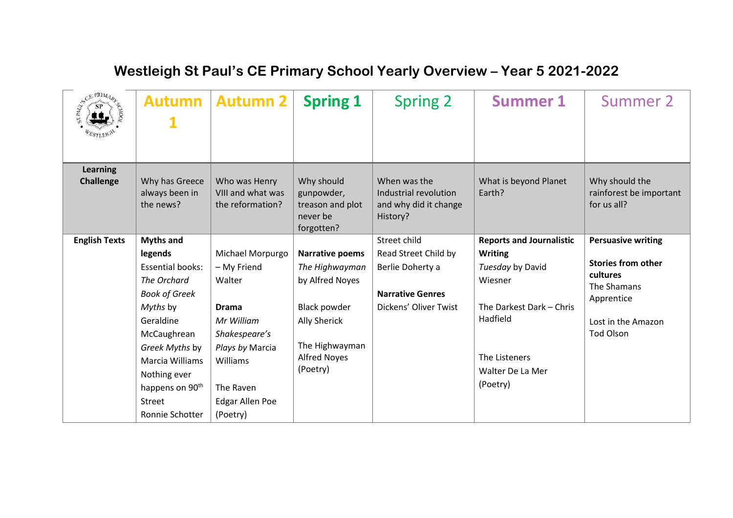# Westleigh St Paul's CE Primary School Yearly Overview – Year 5 2021-2022

| | Autumn 1 | Autumn 2 | Spring 1 | Spring 2 | Summer 1 | Summer 2 |
|---|---|---|---|---|---|---|
| **Learning Challenge** | Why has Greece always been in the news? | Who was Henry VIII and what was the reformation? | Why should gunpowder, treason and plot never be forgotten? | When was the Industrial revolution and why did it change History? | What is beyond Planet Earth? | Why should the rainforest be important for us all? |
| **English Texts** | **Myths and legends**<br>Essential books:<br>*The Orchard Book of Greek Myths* by Geraldine McCaughrean<br>*Greek Myths* by Marcia Williams<br>Nothing ever happens on 90th Street<br>Ronnie Schotter | Michael Morpurgo – My Friend Walter<br><br>**Drama**<br>*Mr William Shakespeare's Plays by* Marcia Williams<br><br>The Raven<br>Edgar Allen Poe<br>(Poetry) | **Narrative poems**<br>*The Highwayman* by Alfred Noyes<br><br>Black powder<br>Ally Sherick<br><br>The Highwayman<br>Alfred Noyes<br>(Poetry) | Street child<br>Read Street Child by Berlie Doherty a<br><br>**Narrative Genres**<br>Dickens' Oliver Twist | **Reports and Journalistic Writing**<br>*Tuesday* by David Wiesner<br><br>The Darkest Dark – Chris Hadfield<br><br>The Listeners<br>Walter De La Mer<br>(Poetry) | **Persuasive writing**<br><br>**Stories from other cultures**<br>The Shamans Apprentice<br><br>Lost in the Amazon<br>Tod Olson |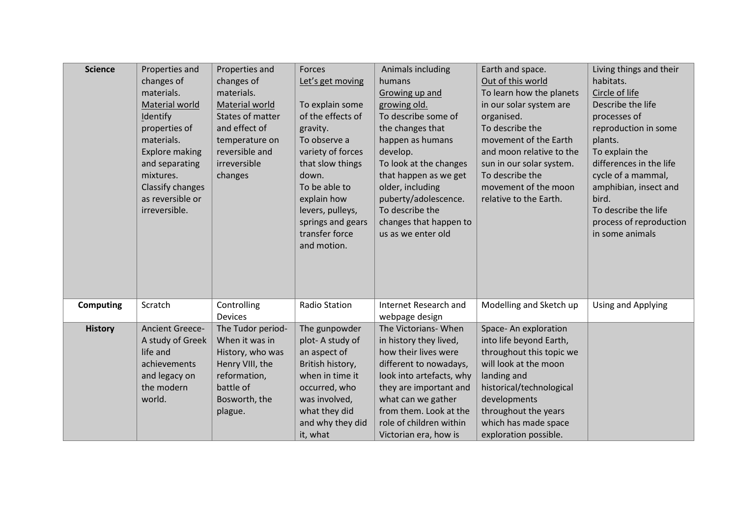| **Science** | Properties and changes of materials. Material world Identify properties of materials. Explore making and separating mixtures. Classify changes as reversible or irreversible. | Properties and changes of materials. Material world States of matter and effect of temperature on reversible and irreversible changes | Forces Let's get moving To explain some of the effects of gravity. To observe a variety of forces that slow things down. To be able to explain how levers, pulleys, springs and gears transfer force and motion. | Animals including humans Growing up and growing old. To describe some of the changes that happen as humans develop. To look at the changes that happen as we get older, including puberty/adolescence. To describe the changes that happen to us as we enter old | Earth and space. Out of this world To learn how the planets in our solar system are organised. To describe the movement of the Earth and moon relative to the sun in our solar system. To describe the movement of the moon relative to the Earth. | Living things and their habitats. Circle of life Describe the life processes of reproduction in some plants. To explain the differences in the life cycle of a mammal, amphibian, insect and bird. To describe the life process of reproduction in some animals |
|---|---|---|---|---|---|---|
| **Computing** | Scratch | Controlling Devices | Radio Station | Internet Research and webpage design | Modelling and Sketch up | Using and Applying |
| **History** | Ancient Greece- A study of Greek life and achievements and legacy on the modern world. | The Tudor period- When it was in History, who was Henry VIII, the reformation, battle of Bosworth, the plague. | The gunpowder plot- A study of an aspect of British history, when in time it occurred, who was involved, what they did and why they did it, what | The Victorians- When in history they lived, how their lives were different to nowadays, look into artefacts, why they are important and what can we gather from them. Look at the role of children within Victorian era, how is | Space- An exploration into life beyond Earth, throughout this topic we will look at the moon landing and historical/technological developments throughout the years which has made space exploration possible. | |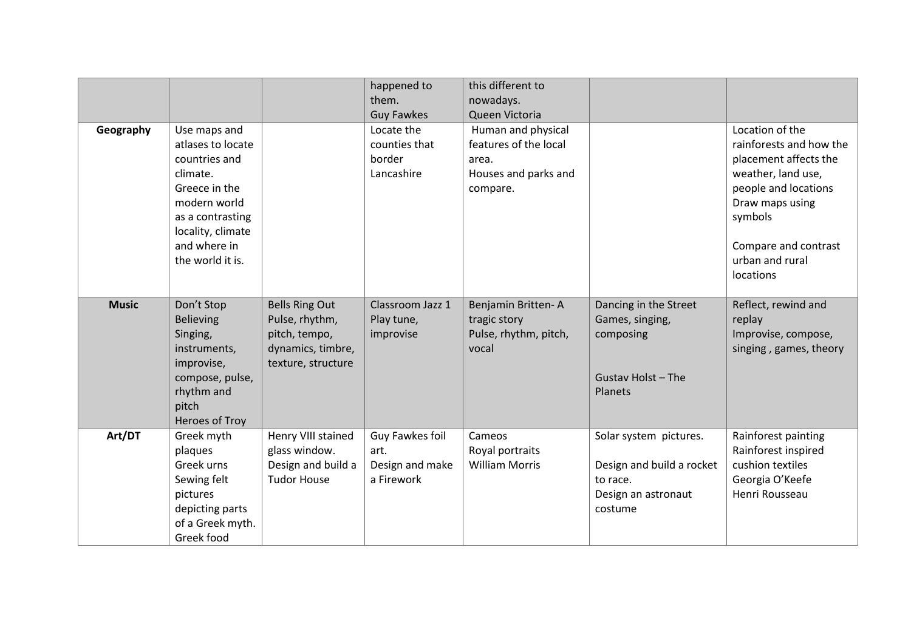| | | | | | | |
|---|---|---|---|---|---|---|
| | | | happened to them.<br>Guy Fawkes | this different to nowadays.<br>Queen Victoria | | |
| **Geography** | Use maps and atlases to locate countries and climate.<br>Greece in the modern world as a contrasting locality, climate and where in the world it is. | | Locate the counties that border Lancashire | Human and physical features of the local area.<br>Houses and parks and compare. | | Location of the rainforests and how the placement affects the weather, land use, people and locations<br>Draw maps using symbols<br><br>Compare and contrast urban and rural locations |
| **Music** | Don't Stop Believing<br>Singing, instruments, improvise, compose, pulse, rhythm and pitch<br>Heroes of Troy | Bells Ring Out<br>Pulse, rhythm, pitch, tempo, dynamics, timbre, texture, structure | Classroom Jazz 1<br>Play tune, improvise | Benjamin Britten- A tragic story<br>Pulse, rhythm, pitch, vocal | Dancing in the Street<br>Games, singing, composing<br><br>Gustav Holst – The Planets | Reflect, rewind and replay<br>Improvise, compose, singing , games, theory |
| **Art/DT** | Greek myth plaques<br>Greek urns<br>Sewing felt pictures depicting parts of a Greek myth.<br>Greek food | Henry VIII stained glass window.<br>Design and build a Tudor House | Guy Fawkes foil art.<br>Design and make a Firework | Cameos<br>Royal portraits<br>William Morris | Solar system pictures.<br><br>Design and build a rocket to race.<br>Design an astronaut costume | Rainforest painting<br>Rainforest inspired cushion textiles<br>Georgia O'Keefe<br>Henri Rousseau |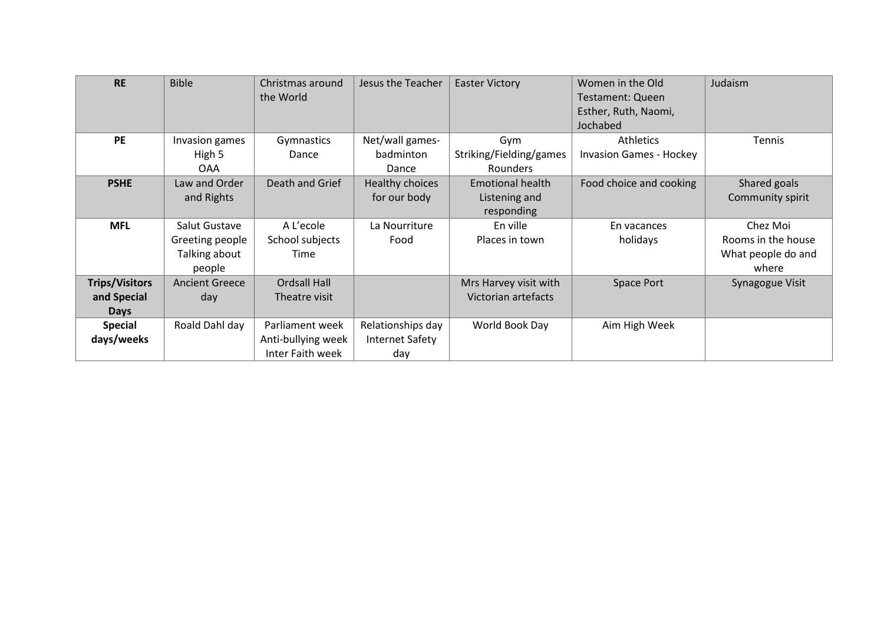| | | | | | | |
|---|---|---|---|---|---|---|
| **RE** | Bible | Christmas around the World | Jesus the Teacher | Easter Victory | Women in the Old Testament: Queen Esther, Ruth, Naomi, Jochabed | Judaism |
| **PE** | Invasion games<br>High 5<br>OAA | Gymnastics<br>Dance | Net/wall games- badminton<br>Dance | Gym<br>Striking/Fielding/games<br>Rounders | Athletics<br>Invasion Games - Hockey | Tennis |
| **PSHE** | Law and Order and Rights | Death and Grief | Healthy choices for our body | Emotional health<br>Listening and responding | Food choice and cooking | Shared goals<br>Community spirit |
| **MFL** | Salut Gustave<br>Greeting people<br>Talking about people | A L'ecole<br>School subjects<br>Time | La Nourriture<br>Food | En ville<br>Places in town | En vacances<br>holidays | Chez Moi<br>Rooms in the house<br>What people do and where |
| **Trips/Visitors and Special Days** | Ancient Greece day | Ordsall Hall<br>Theatre visit | | Mrs Harvey visit with Victorian artefacts | Space Port | Synagogue Visit |
| **Special days/weeks** | Roald Dahl day | Parliament week<br>Anti-bullying week<br>Inter Faith week | Relationships day<br>Internet Safety day | World Book Day | Aim High Week | |